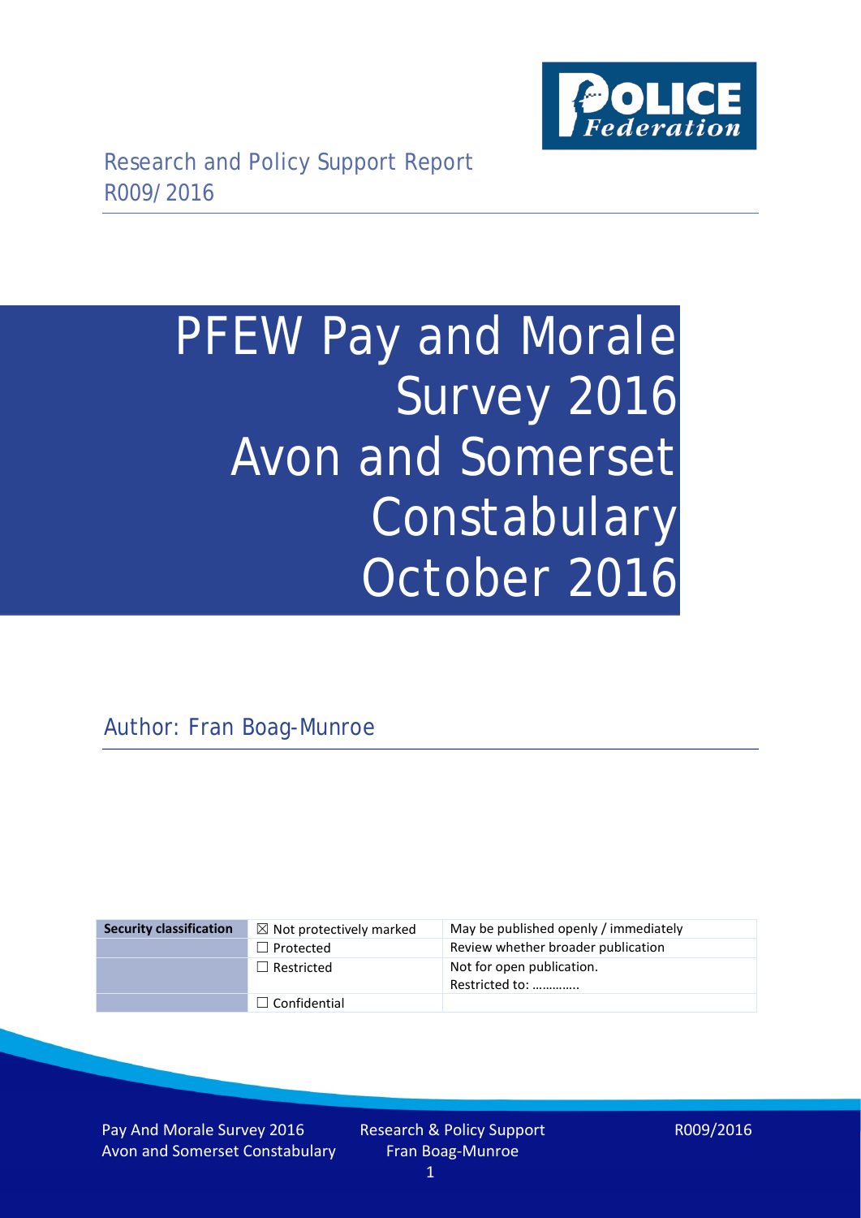Research and Policy Support Report
R009/2016

# PFEW Pay and Morale Survey 2016 Avon and Somerset Constabulary October 2016

Author: Fran Boag-Munroe

| Security classification | ☒ Not protectively marked | May be published openly / immediately |
|---|---|---|
| | ☐ Protected | Review whether broader publication |
| | ☐ Restricted | Not for open publication. Restricted to: ………… |
| | ☐ Confidential | |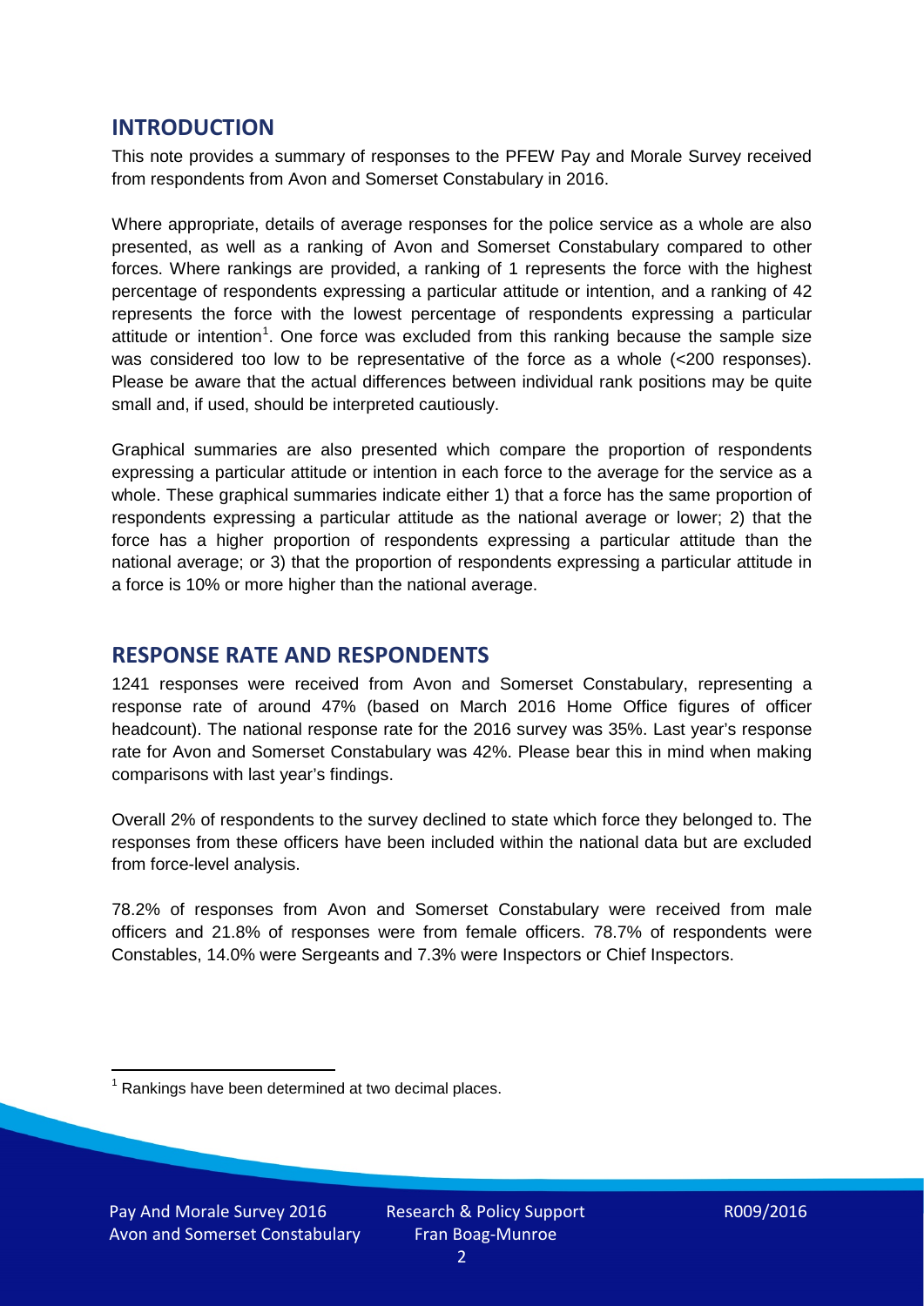## INTRODUCTION

This note provides a summary of responses to the PFEW Pay and Morale Survey received from respondents from Avon and Somerset Constabulary in 2016.

Where appropriate, details of average responses for the police service as a whole are also presented, as well as a ranking of Avon and Somerset Constabulary compared to other forces. Where rankings are provided, a ranking of 1 represents the force with the highest percentage of respondents expressing a particular attitude or intention, and a ranking of 42 represents the force with the lowest percentage of respondents expressing a particular attitude or intention[1]. One force was excluded from this ranking because the sample size was considered too low to be representative of the force as a whole (<200 responses). Please be aware that the actual differences between individual rank positions may be quite small and, if used, should be interpreted cautiously.

Graphical summaries are also presented which compare the proportion of respondents expressing a particular attitude or intention in each force to the average for the service as a whole. These graphical summaries indicate either 1) that a force has the same proportion of respondents expressing a particular attitude as the national average or lower; 2) that the force has a higher proportion of respondents expressing a particular attitude than the national average; or 3) that the proportion of respondents expressing a particular attitude in a force is 10% or more higher than the national average.

## RESPONSE RATE AND RESPONDENTS

1241 responses were received from Avon and Somerset Constabulary, representing a response rate of around 47% (based on March 2016 Home Office figures of officer headcount). The national response rate for the 2016 survey was 35%. Last year's response rate for Avon and Somerset Constabulary was 42%. Please bear this in mind when making comparisons with last year's findings.

Overall 2% of respondents to the survey declined to state which force they belonged to. The responses from these officers have been included within the national data but are excluded from force-level analysis.

78.2% of responses from Avon and Somerset Constabulary were received from male officers and 21.8% of responses were from female officers. 78.7% of respondents were Constables, 14.0% were Sergeants and 7.3% were Inspectors or Chief Inspectors.

[1] Rankings have been determined at two decimal places.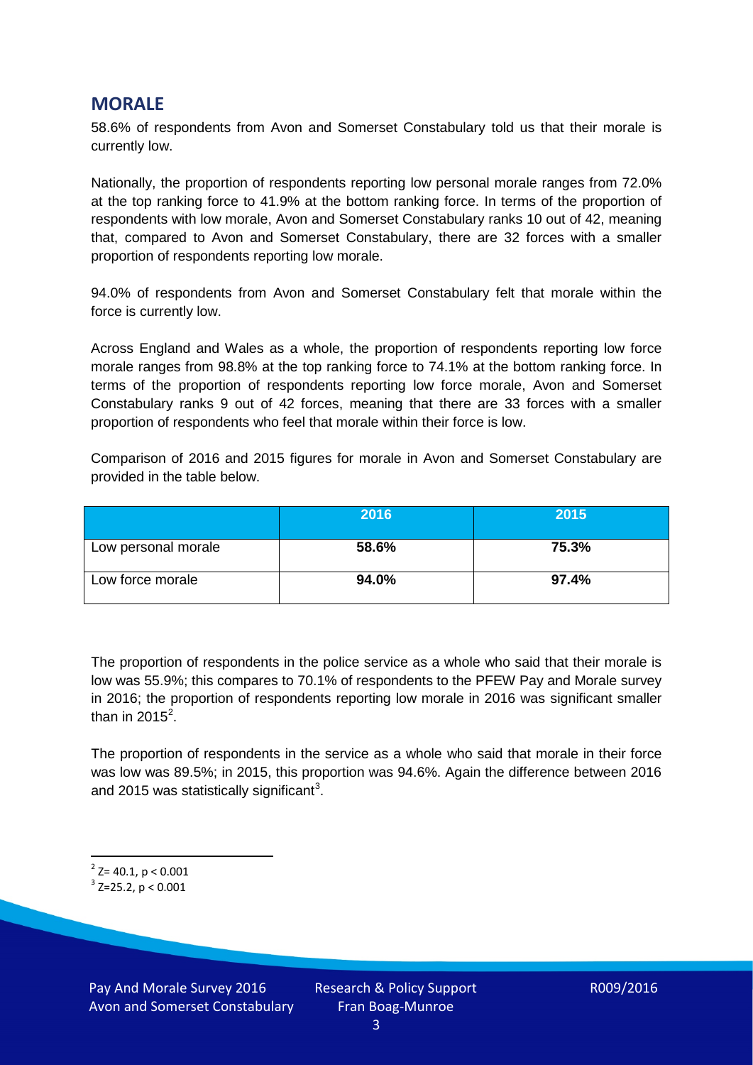## MORALE

58.6% of respondents from Avon and Somerset Constabulary told us that their morale is currently low.

Nationally, the proportion of respondents reporting low personal morale ranges from 72.0% at the top ranking force to 41.9% at the bottom ranking force. In terms of the proportion of respondents with low morale, Avon and Somerset Constabulary ranks 10 out of 42, meaning that, compared to Avon and Somerset Constabulary, there are 32 forces with a smaller proportion of respondents reporting low morale.

94.0% of respondents from Avon and Somerset Constabulary felt that morale within the force is currently low.

Across England and Wales as a whole, the proportion of respondents reporting low force morale ranges from 98.8% at the top ranking force to 74.1% at the bottom ranking force. In terms of the proportion of respondents reporting low force morale, Avon and Somerset Constabulary ranks 9 out of 42 forces, meaning that there are 33 forces with a smaller proportion of respondents who feel that morale within their force is low.

Comparison of 2016 and 2015 figures for morale in Avon and Somerset Constabulary are provided in the table below.

| | 2016 | 2015 |
|---|---|---|
| Low personal morale | **58.6%** | **75.3%** |
| Low force morale | **94.0%** | **97.4%** |

The proportion of respondents in the police service as a whole who said that their morale is low was 55.9%; this compares to 70.1% of respondents to the PFEW Pay and Morale survey in 2016; the proportion of respondents reporting low morale in 2016 was significant smaller than in 2015[2].

The proportion of respondents in the service as a whole who said that morale in their force was low was 89.5%; in 2015, this proportion was 94.6%. Again the difference between 2016 and 2015 was statistically significant[3].

[2] $Z= 40.1$, $p < 0.001$

[3] $Z=25.2$, $p < 0.001$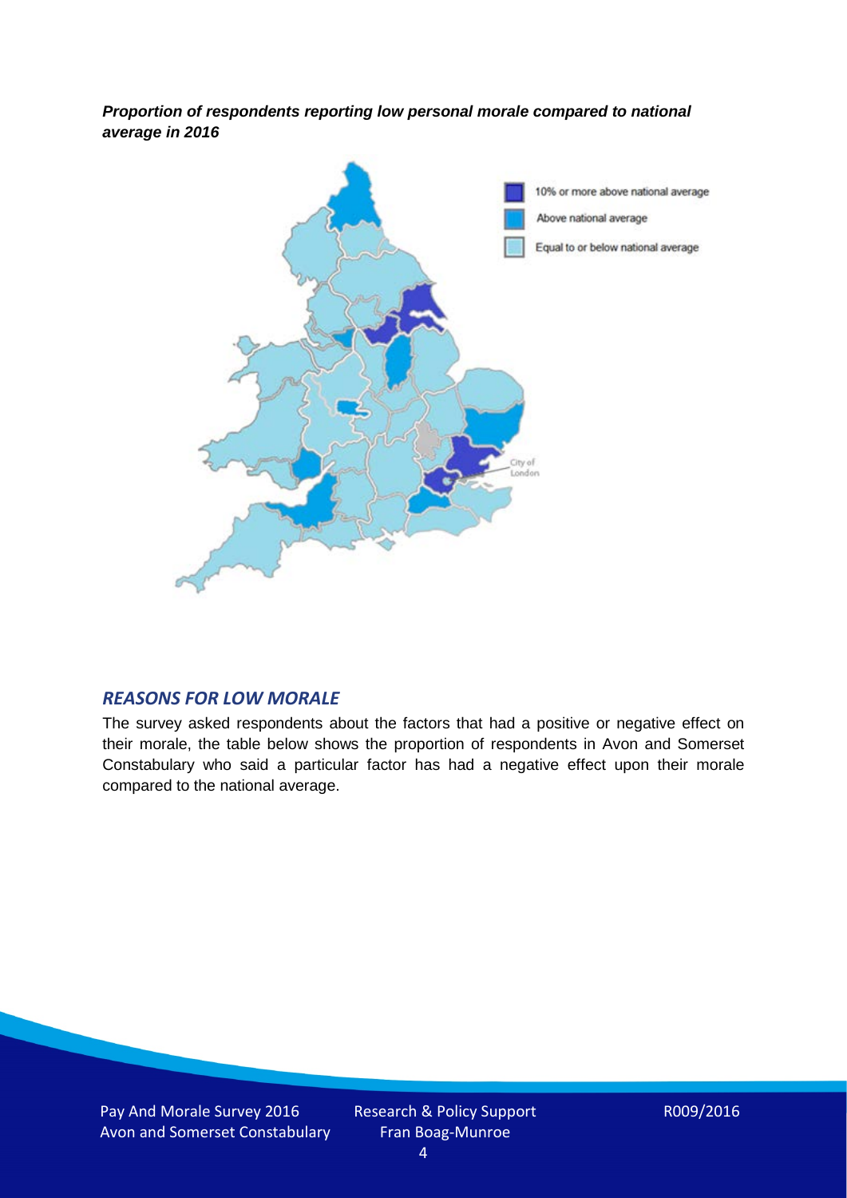***Proportion of respondents reporting low personal morale compared to national average in 2016***

10% or more above national average

Above national average

Equal to or below national average

City of London

## *REASONS FOR LOW MORALE*

The survey asked respondents about the factors that had a positive or negative effect on their morale, the table below shows the proportion of respondents in Avon and Somerset Constabulary who said a particular factor has had a negative effect upon their morale compared to the national average.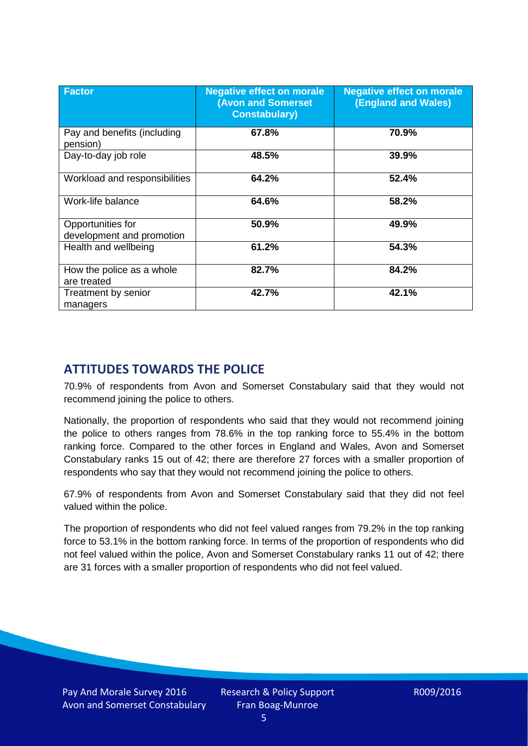| Factor | Negative effect on morale (Avon and Somerset Constabulary) | Negative effect on morale (England and Wales) |
|---|---|---|
| Pay and benefits (including pension) | **67.8%** | **70.9%** |
| Day-to-day job role | **48.5%** | **39.9%** |
| Workload and responsibilities | **64.2%** | **52.4%** |
| Work-life balance | **64.6%** | **58.2%** |
| Opportunities for development and promotion | **50.9%** | **49.9%** |
| Health and wellbeing | **61.2%** | **54.3%** |
| How the police as a whole are treated | **82.7%** | **84.2%** |
| Treatment by senior managers | **42.7%** | **42.1%** |

## ATTITUDES TOWARDS THE POLICE

70.9% of respondents from Avon and Somerset Constabulary said that they would not recommend joining the police to others.

Nationally, the proportion of respondents who said that they would not recommend joining the police to others ranges from 78.6% in the top ranking force to 55.4% in the bottom ranking force. Compared to the other forces in England and Wales, Avon and Somerset Constabulary ranks 15 out of 42; there are therefore 27 forces with a smaller proportion of respondents who say that they would not recommend joining the police to others.

67.9% of respondents from Avon and Somerset Constabulary said that they did not feel valued within the police.

The proportion of respondents who did not feel valued ranges from 79.2% in the top ranking force to 53.1% in the bottom ranking force. In terms of the proportion of respondents who did not feel valued within the police, Avon and Somerset Constabulary ranks 11 out of 42; there are 31 forces with a smaller proportion of respondents who did not feel valued.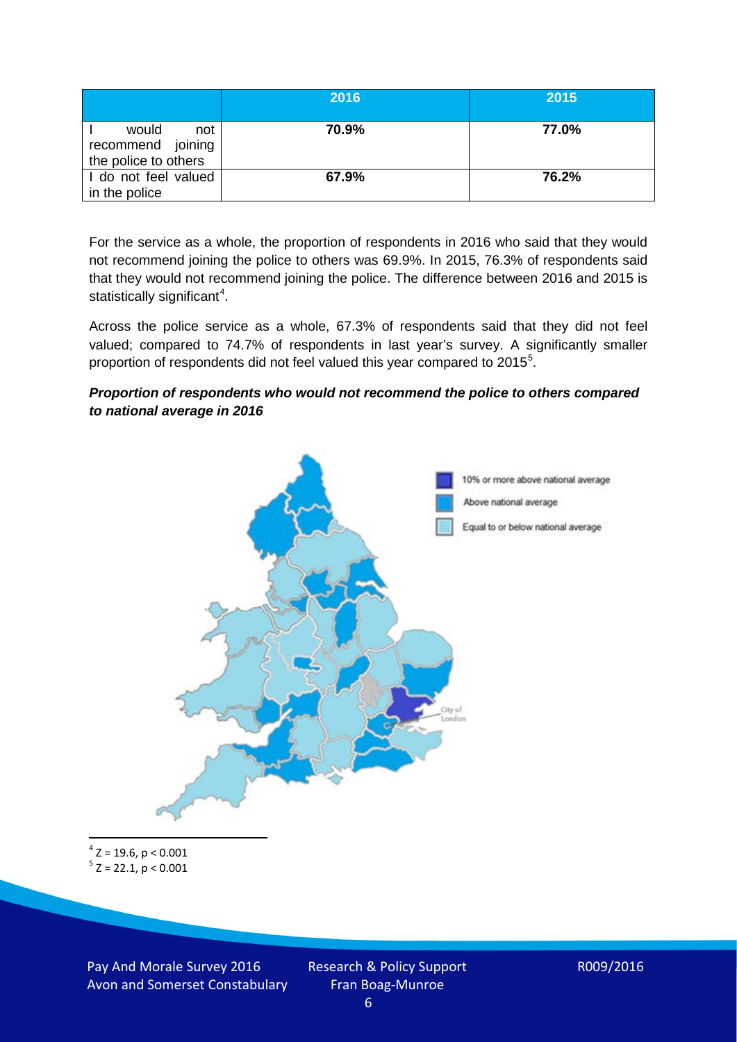| | 2016 | 2015 |
|---|---|---|
| I would not recommend joining the police to others | **70.9%** | **77.0%** |
| I do not feel valued in the police | **67.9%** | **76.2%** |

For the service as a whole, the proportion of respondents in 2016 who said that they would not recommend joining the police to others was 69.9%. In 2015, 76.3% of respondents said that they would not recommend joining the police. The difference between 2016 and 2015 is statistically significant[4].

Across the police service as a whole, 67.3% of respondents said that they did not feel valued; compared to 74.7% of respondents in last year's survey. A significantly smaller proportion of respondents did not feel valued this year compared to 2015[5].

***Proportion of respondents who would not recommend the police to others compared to national average in 2016***

10% or more above national average

Above national average

Equal to or below national average

City of London

[4] $Z = 19.6$, $p < 0.001$

[5] $Z = 22.1$, $p < 0.001$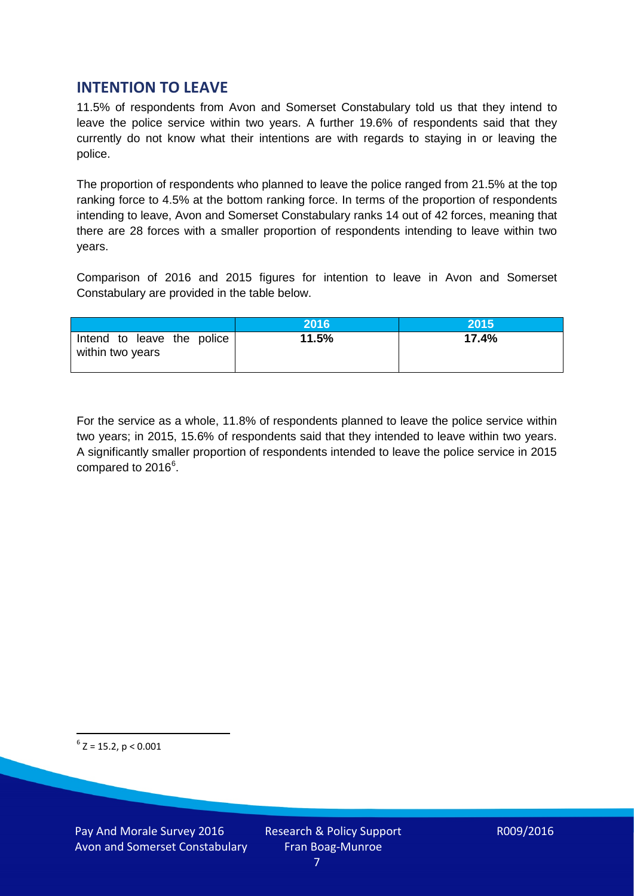## INTENTION TO LEAVE

11.5% of respondents from Avon and Somerset Constabulary told us that they intend to leave the police service within two years. A further 19.6% of respondents said that they currently do not know what their intentions are with regards to staying in or leaving the police.

The proportion of respondents who planned to leave the police ranged from 21.5% at the top ranking force to 4.5% at the bottom ranking force. In terms of the proportion of respondents intending to leave, Avon and Somerset Constabulary ranks 14 out of 42 forces, meaning that there are 28 forces with a smaller proportion of respondents intending to leave within two years.

Comparison of 2016 and 2015 figures for intention to leave in Avon and Somerset Constabulary are provided in the table below.

| | 2016 | 2015 |
|---|---|---|
| Intend to leave the police within two years | **11.5%** | **17.4%** |

For the service as a whole, 11.8% of respondents planned to leave the police service within two years; in 2015, 15.6% of respondents said that they intended to leave within two years. A significantly smaller proportion of respondents intended to leave the police service in 2015 compared to 2016[6].

[6] $Z = 15.2$, $p < 0.001$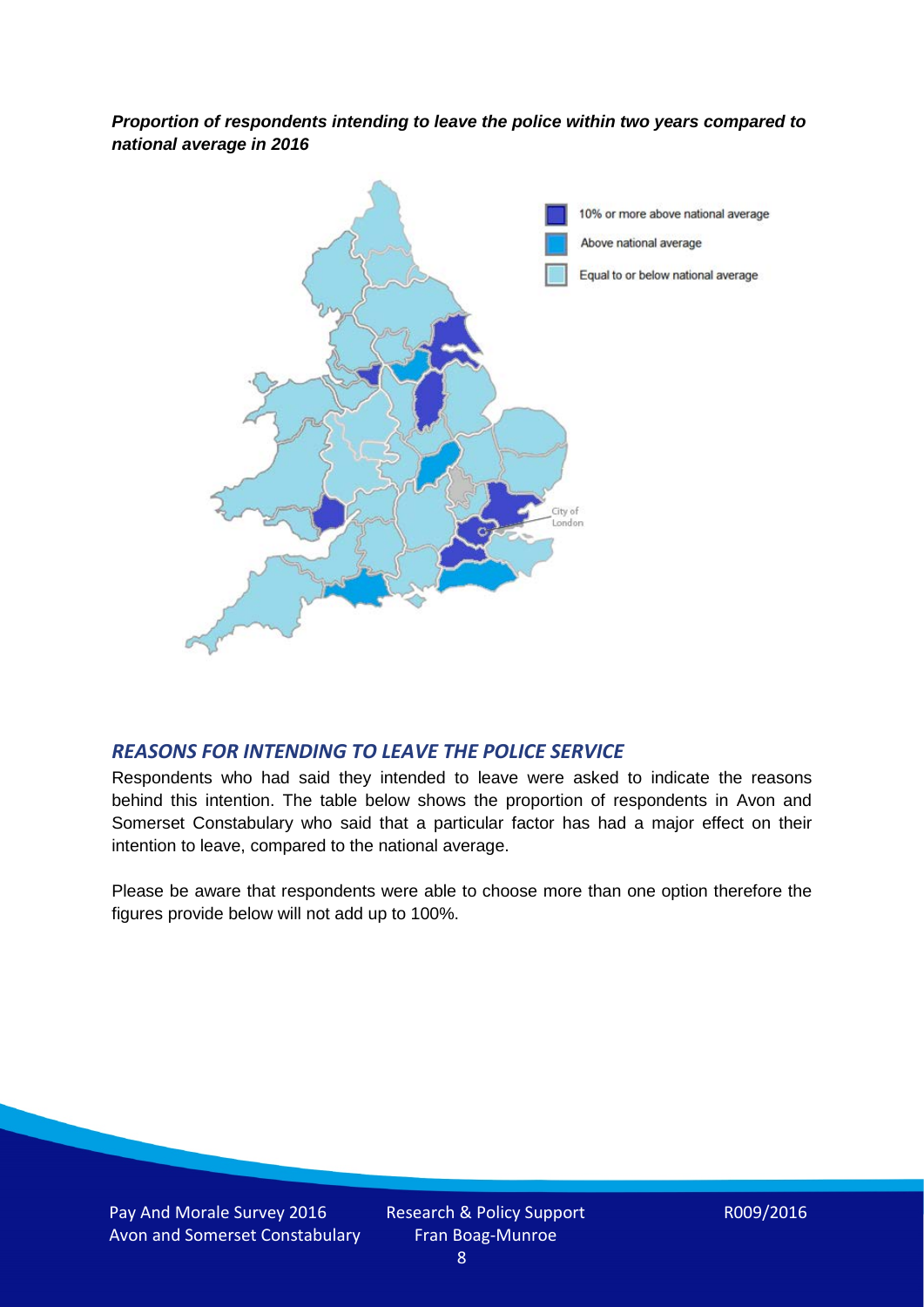***Proportion of respondents intending to leave the police within two years compared to national average in 2016***

10% or more above national average

Above national average

Equal to or below national average

City of London

## *REASONS FOR INTENDING TO LEAVE THE POLICE SERVICE*

Respondents who had said they intended to leave were asked to indicate the reasons behind this intention. The table below shows the proportion of respondents in Avon and Somerset Constabulary who said that a particular factor has had a major effect on their intention to leave, compared to the national average.

Please be aware that respondents were able to choose more than one option therefore the figures provide below will not add up to 100%.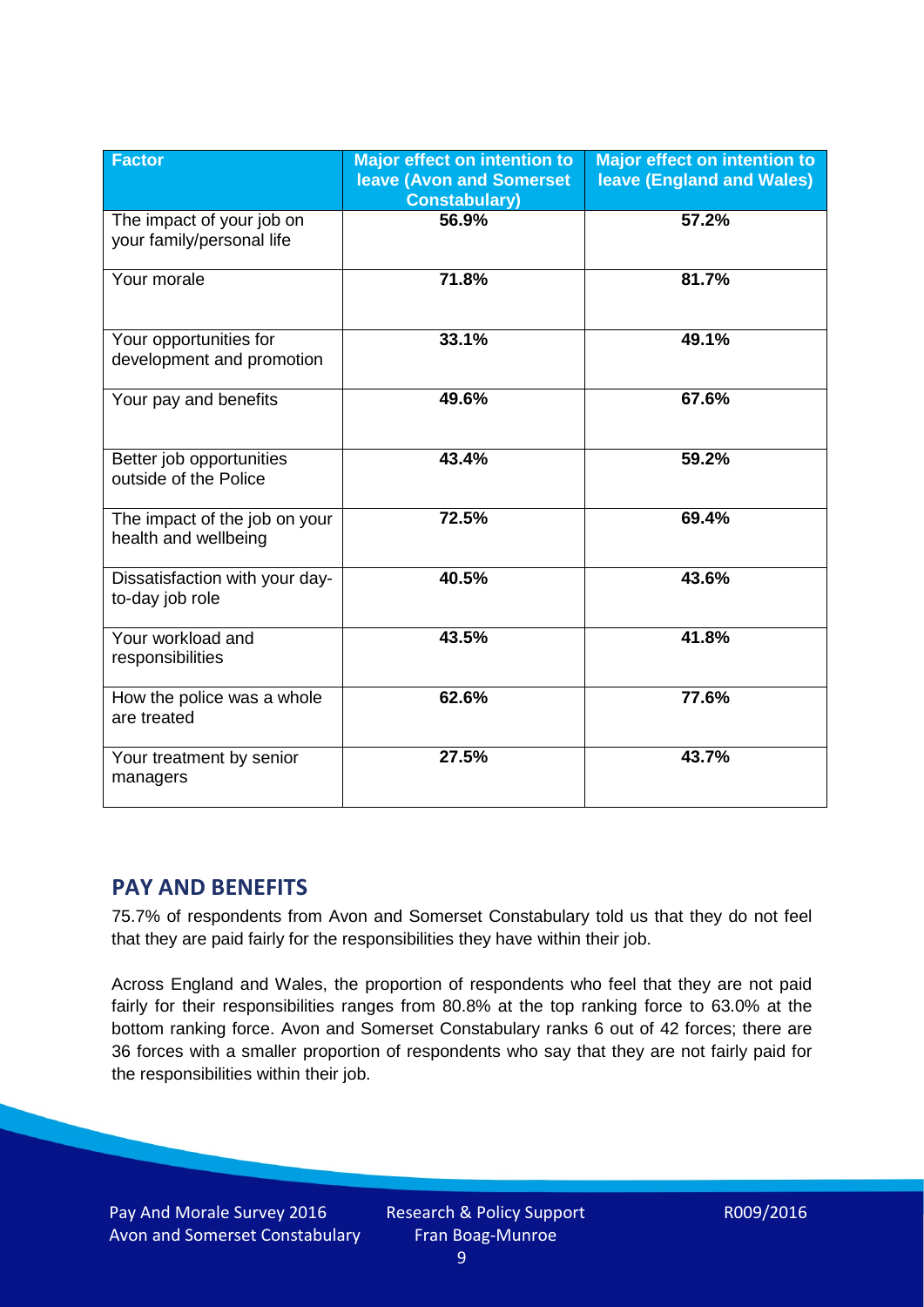| Factor | Major effect on intention to leave (Avon and Somerset Constabulary) | Major effect on intention to leave (England and Wales) |
|---|---|---|
| The impact of your job on your family/personal life | 56.9% | 57.2% |
| Your morale | 71.8% | 81.7% |
| Your opportunities for development and promotion | 33.1% | 49.1% |
| Your pay and benefits | 49.6% | 67.6% |
| Better job opportunities outside of the Police | 43.4% | 59.2% |
| The impact of the job on your health and wellbeing | 72.5% | 69.4% |
| Dissatisfaction with your day-to-day job role | 40.5% | 43.6% |
| Your workload and responsibilities | 43.5% | 41.8% |
| How the police was a whole are treated | 62.6% | 77.6% |
| Your treatment by senior managers | 27.5% | 43.7% |

## PAY AND BENEFITS

75.7% of respondents from Avon and Somerset Constabulary told us that they do not feel that they are paid fairly for the responsibilities they have within their job.

Across England and Wales, the proportion of respondents who feel that they are not paid fairly for their responsibilities ranges from 80.8% at the top ranking force to 63.0% at the bottom ranking force. Avon and Somerset Constabulary ranks 6 out of 42 forces; there are 36 forces with a smaller proportion of respondents who say that they are not fairly paid for the responsibilities within their job.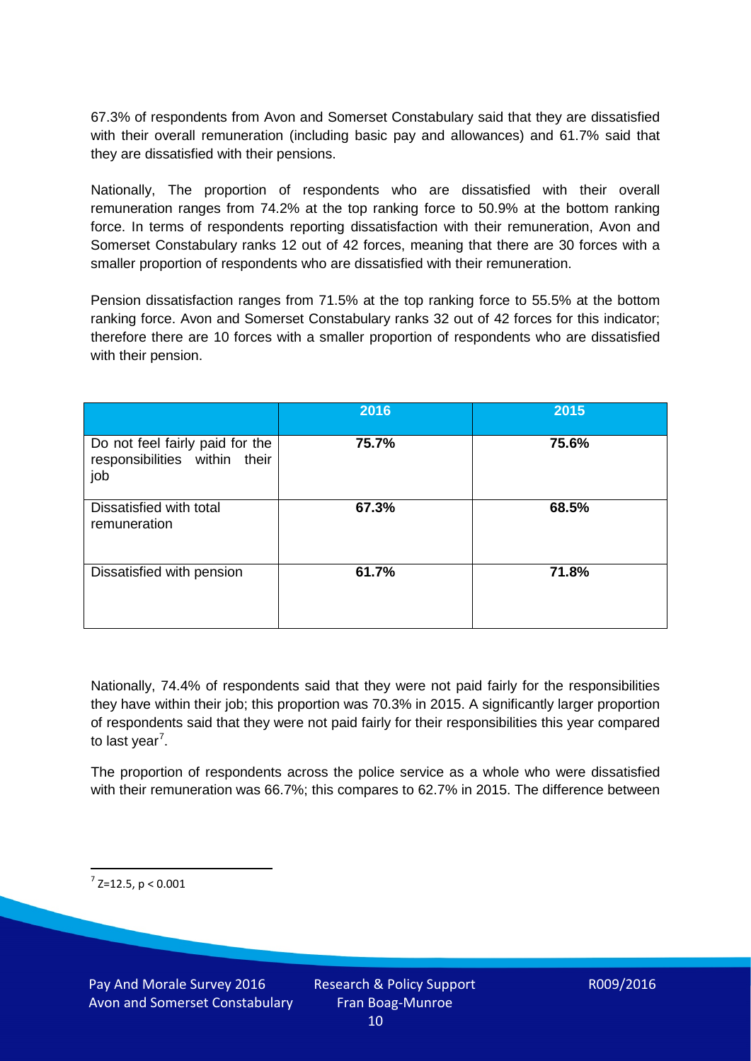67.3% of respondents from Avon and Somerset Constabulary said that they are dissatisfied with their overall remuneration (including basic pay and allowances) and 61.7% said that they are dissatisfied with their pensions.

Nationally, The proportion of respondents who are dissatisfied with their overall remuneration ranges from 74.2% at the top ranking force to 50.9% at the bottom ranking force. In terms of respondents reporting dissatisfaction with their remuneration, Avon and Somerset Constabulary ranks 12 out of 42 forces, meaning that there are 30 forces with a smaller proportion of respondents who are dissatisfied with their remuneration.

Pension dissatisfaction ranges from 71.5% at the top ranking force to 55.5% at the bottom ranking force. Avon and Somerset Constabulary ranks 32 out of 42 forces for this indicator; therefore there are 10 forces with a smaller proportion of respondents who are dissatisfied with their pension.

| | 2016 | 2015 |
|---|---|---|
| Do not feel fairly paid for the responsibilities within their job | **75.7%** | **75.6%** |
| Dissatisfied with total remuneration | **67.3%** | **68.5%** |
| Dissatisfied with pension | **61.7%** | **71.8%** |

Nationally, 74.4% of respondents said that they were not paid fairly for the responsibilities they have within their job; this proportion was 70.3% in 2015. A significantly larger proportion of respondents said that they were not paid fairly for their responsibilities this year compared to last year[7].

The proportion of respondents across the police service as a whole who were dissatisfied with their remuneration was 66.7%; this compares to 62.7% in 2015. The difference between

[7] $Z=12.5$, $p < 0.001$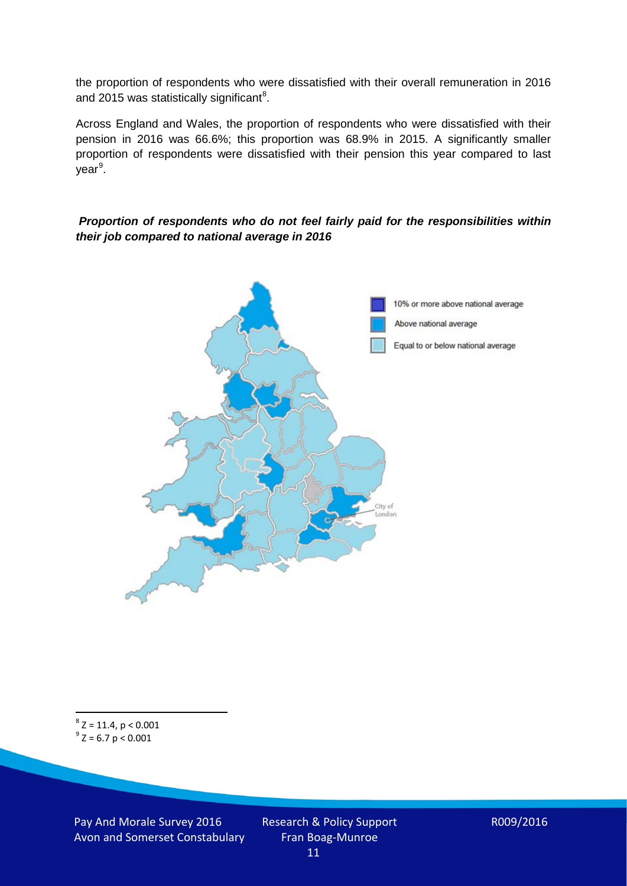the proportion of respondents who were dissatisfied with their overall remuneration in 2016 and 2015 was statistically significant[8].

Across England and Wales, the proportion of respondents who were dissatisfied with their pension in 2016 was 66.6%; this proportion was 68.9% in 2015. A significantly smaller proportion of respondents were dissatisfied with their pension this year compared to last year[9].

***Proportion of respondents who do not feel fairly paid for the responsibilities within their job compared to national average in 2016***

10% or more above national average

Above national average

Equal to or below national average

City of London

---

[8] $Z = 11.4$, $p < 0.001$

[9] $Z = 6.7$ $p < 0.001$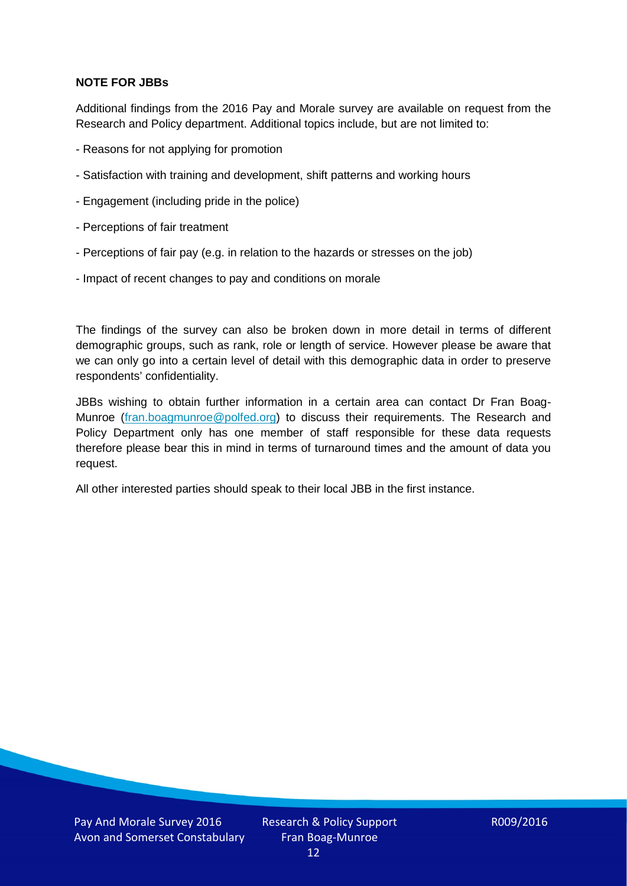**NOTE FOR JBBs**

Additional findings from the 2016 Pay and Morale survey are available on request from the Research and Policy department. Additional topics include, but are not limited to:

- Reasons for not applying for promotion
- Satisfaction with training and development, shift patterns and working hours
- Engagement (including pride in the police)
- Perceptions of fair treatment
- Perceptions of fair pay (e.g. in relation to the hazards or stresses on the job)
- Impact of recent changes to pay and conditions on morale

The findings of the survey can also be broken down in more detail in terms of different demographic groups, such as rank, role or length of service. However please be aware that we can only go into a certain level of detail with this demographic data in order to preserve respondents' confidentiality.

JBBs wishing to obtain further information in a certain area can contact Dr Fran Boag-Munroe (fran.boagmunroe@polfed.org) to discuss their requirements. The Research and Policy Department only has one member of staff responsible for these data requests therefore please bear this in mind in terms of turnaround times and the amount of data you request.

All other interested parties should speak to their local JBB in the first instance.